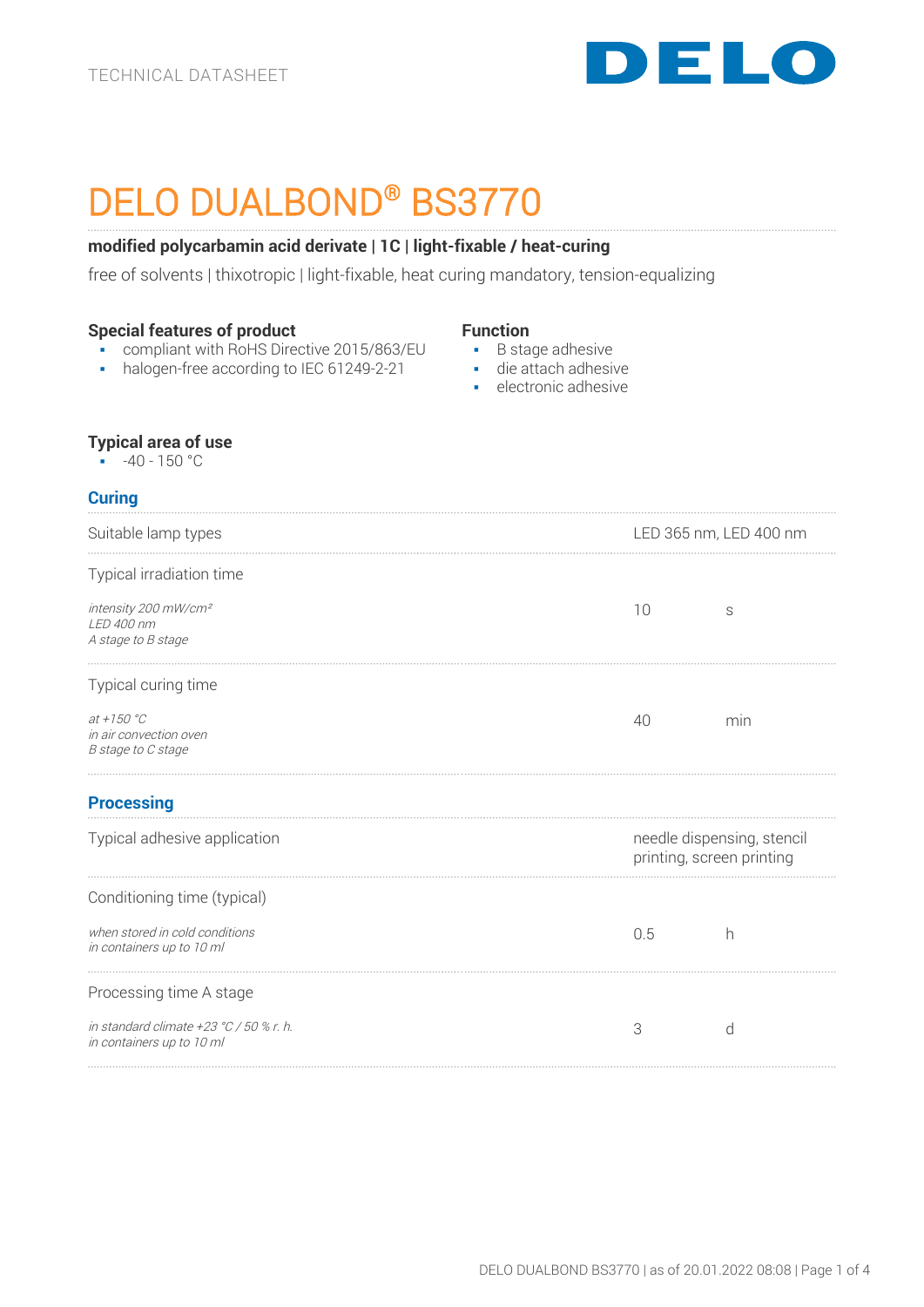TECHNICAL DATASHEET

# DELO DUALBOND® BS3770

**modified polycarbamin acid derivate | 1C | light-fixable / heat-curing**

free of solvents | thixotropic | light-fixable, heat curing mandatory, tension-equalizing

**Special features of product**

- compliant with RoHS Directive 2015/863/EU
- halogen-free according to IEC 61249-2-21

**Function**

- B stage adhesive
- die attach adhesive
- electronic adhesive

**Typical area of use**

- -40 - 150 °C

## Curing

| | | |
|---|---|---|
| Suitable lamp types | LED 365 nm, LED 400 nm | |
| Typical irradiation time<br>*intensity 200 mW/cm²*<br>*LED 400 nm*<br>*A stage to B stage* | 10 | s |
| Typical curing time<br>*at +150 °C*<br>*in air convection oven*<br>*B stage to C stage* | 40 | min |

## Processing

| | | |
|---|---|---|
| Typical adhesive application | needle dispensing, stencil printing, screen printing | |
| Conditioning time (typical)<br>*when stored in cold conditions*<br>*in containers up to 10 ml* | 0.5 | h |
| Processing time A stage<br>*in standard climate +23 °C / 50 % r. h.*<br>*in containers up to 10 ml* | 3 | d |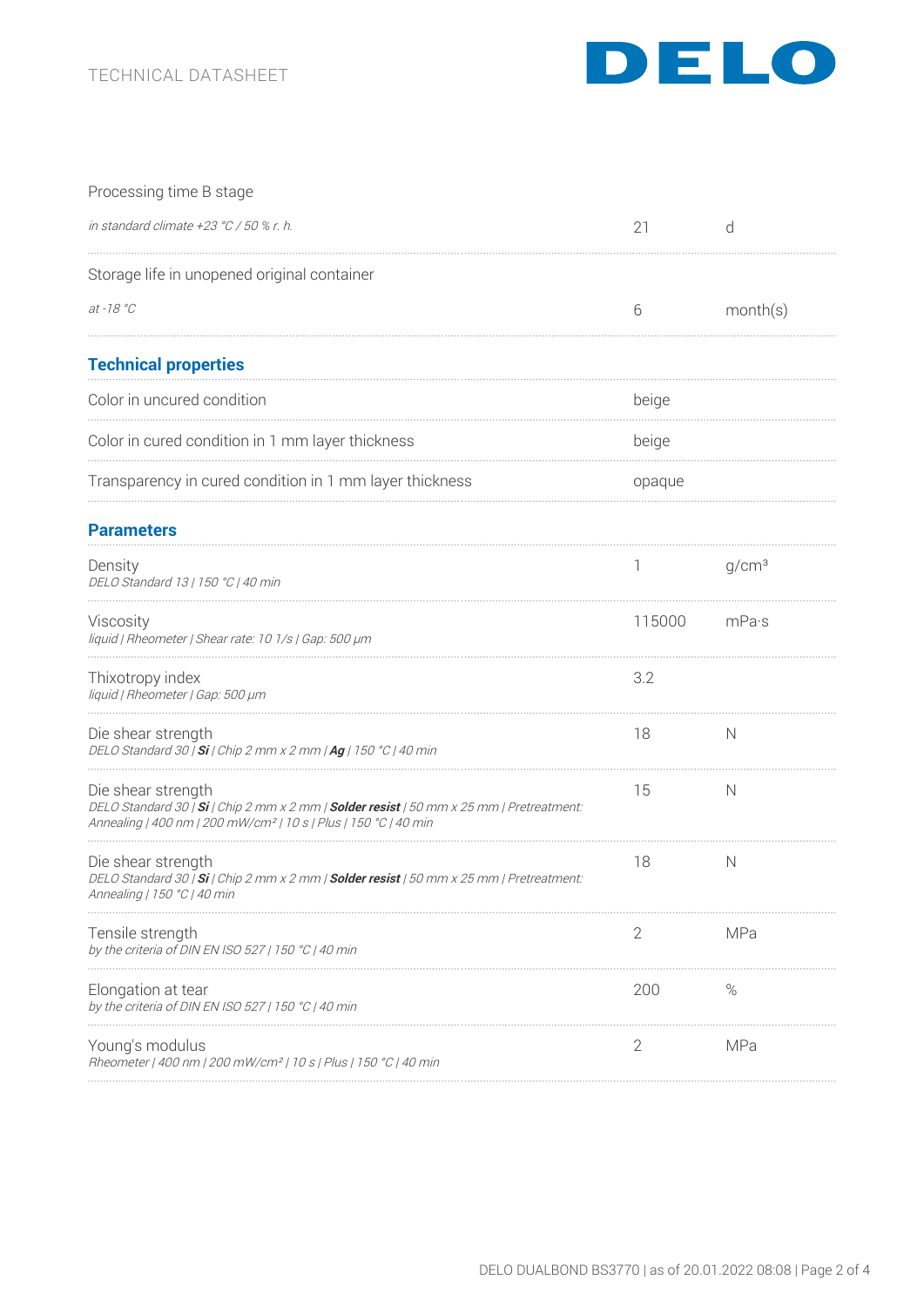| | | |
|---|---|---|
| Processing time B stage<br>*in standard climate +23 °C / 50 % r. h.* | 21 | d |
| Storage life in unopened original container<br>*at -18 °C* | 6 | month(s) |

## Technical properties

| | | |
|---|---|---|
| Color in uncured condition | beige | |
| Color in cured condition in 1 mm layer thickness | beige | |
| Transparency in cured condition in 1 mm layer thickness | opaque | |

## Parameters

| | | |
|---|---|---|
| Density<br>*DELO Standard 13 \| 150 °C \| 40 min* | 1 | g/cm³ |
| Viscosity<br>*liquid \| Rheometer \| Shear rate: 10 1/s \| Gap: 500 µm* | 115000 | mPa·s |
| Thixotropy index<br>*liquid \| Rheometer \| Gap: 500 µm* | 3.2 | |
| Die shear strength<br>*DELO Standard 30 \| **Si** \| Chip 2 mm x 2 mm \| **Ag** \| 150 °C \| 40 min* | 18 | N |
| Die shear strength<br>*DELO Standard 30 \| **Si** \| Chip 2 mm x 2 mm \| **Solder resist** \| 50 mm x 25 mm \| Pretreatment: Annealing \| 400 nm \| 200 mW/cm² \| 10 s \| Plus \| 150 °C \| 40 min* | 15 | N |
| Die shear strength<br>*DELO Standard 30 \| **Si** \| Chip 2 mm x 2 mm \| **Solder resist** \| 50 mm x 25 mm \| Pretreatment: Annealing \| 150 °C \| 40 min* | 18 | N |
| Tensile strength<br>*by the criteria of DIN EN ISO 527 \| 150 °C \| 40 min* | 2 | MPa |
| Elongation at tear<br>*by the criteria of DIN EN ISO 527 \| 150 °C \| 40 min* | 200 | % |
| Young's modulus<br>*Rheometer \| 400 nm \| 200 mW/cm² \| 10 s \| Plus \| 150 °C \| 40 min* | 2 | MPa |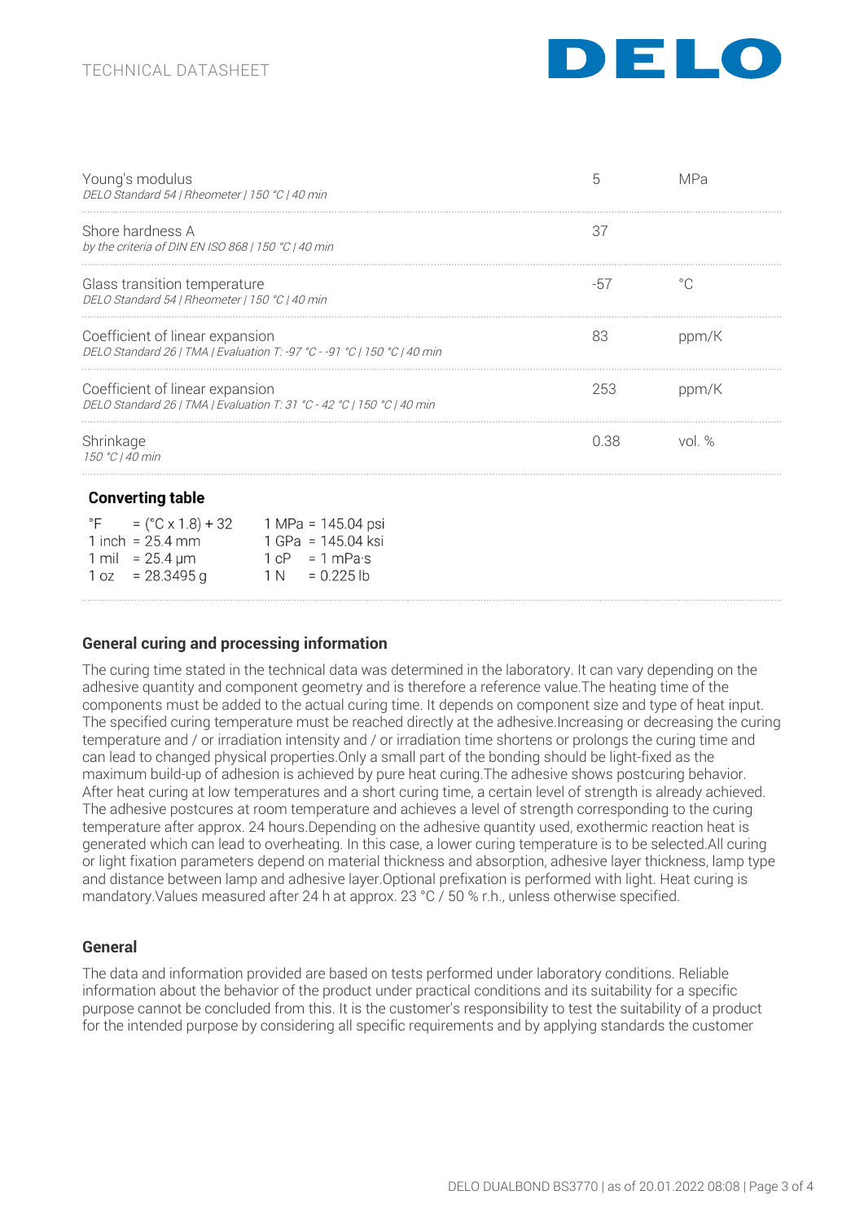| | | |
|---|---|---|
| Young's modulus<br>*DELO Standard 54 \| Rheometer \| 150 °C \| 40 min* | 5 | MPa |
| Shore hardness A<br>*by the criteria of DIN EN ISO 868 \| 150 °C \| 40 min* | 37 | |
| Glass transition temperature<br>*DELO Standard 54 \| Rheometer \| 150 °C \| 40 min* | -57 | °C |
| Coefficient of linear expansion<br>*DELO Standard 26 \| TMA \| Evaluation T: -97 °C - -91 °C \| 150 °C \| 40 min* | 83 | ppm/K |
| Coefficient of linear expansion<br>*DELO Standard 26 \| TMA \| Evaluation T: 31 °C - 42 °C \| 150 °C \| 40 min* | 253 | ppm/K |
| Shrinkage<br>*150 °C \| 40 min* | 0.38 | vol. % |

**Converting table**

| | |
|---|---|
| °F = (°C x 1.8) + 32 | 1 MPa = 145.04 psi |
| 1 inch = 25.4 mm | 1 GPa = 145.04 ksi |
| 1 mil = 25.4 µm | 1 cP = 1 mPa·s |
| 1 oz = 28.3495 g | 1 N = 0.225 lb |

## General curing and processing information

The curing time stated in the technical data was determined in the laboratory. It can vary depending on the adhesive quantity and component geometry and is therefore a reference value.The heating time of the components must be added to the actual curing time. It depends on component size and type of heat input. The specified curing temperature must be reached directly at the adhesive.Increasing or decreasing the curing temperature and / or irradiation intensity and / or irradiation time shortens or prolongs the curing time and can lead to changed physical properties.Only a small part of the bonding should be light-fixed as the maximum build-up of adhesion is achieved by pure heat curing.The adhesive shows postcuring behavior. After heat curing at low temperatures and a short curing time, a certain level of strength is already achieved. The adhesive postcures at room temperature and achieves a level of strength corresponding to the curing temperature after approx. 24 hours.Depending on the adhesive quantity used, exothermic reaction heat is generated which can lead to overheating. In this case, a lower curing temperature is to be selected.All curing or light fixation parameters depend on material thickness and absorption, adhesive layer thickness, lamp type and distance between lamp and adhesive layer.Optional prefixation is performed with light. Heat curing is mandatory.Values measured after 24 h at approx. 23 °C / 50 % r.h., unless otherwise specified.

## General

The data and information provided are based on tests performed under laboratory conditions. Reliable information about the behavior of the product under practical conditions and its suitability for a specific purpose cannot be concluded from this. It is the customer's responsibility to test the suitability of a product for the intended purpose by considering all specific requirements and by applying standards the customer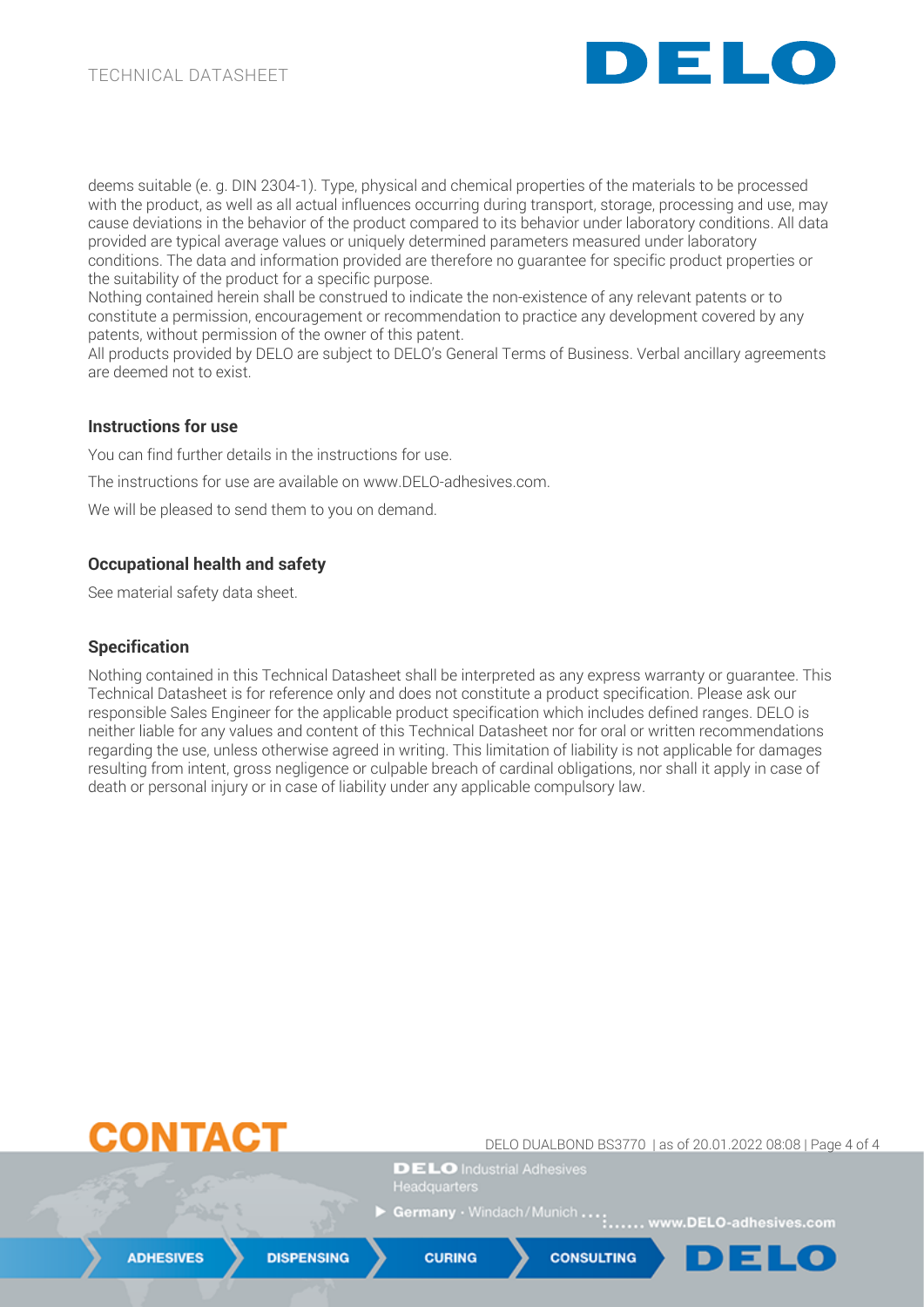deems suitable (e. g. DIN 2304-1). Type, physical and chemical properties of the materials to be processed with the product, as well as all actual influences occurring during transport, storage, processing and use, may cause deviations in the behavior of the product compared to its behavior under laboratory conditions. All data provided are typical average values or uniquely determined parameters measured under laboratory conditions. The data and information provided are therefore no guarantee for specific product properties or the suitability of the product for a specific purpose.
Nothing contained herein shall be construed to indicate the non-existence of any relevant patents or to constitute a permission, encouragement or recommendation to practice any development covered by any patents, without permission of the owner of this patent.
All products provided by DELO are subject to DELO's General Terms of Business. Verbal ancillary agreements are deemed not to exist.

### Instructions for use

You can find further details in the instructions for use.

The instructions for use are available on www.DELO-adhesives.com.

We will be pleased to send them to you on demand.

### Occupational health and safety

See material safety data sheet.

### Specification

Nothing contained in this Technical Datasheet shall be interpreted as any express warranty or guarantee. This Technical Datasheet is for reference only and does not constitute a product specification. Please ask our responsible Sales Engineer for the applicable product specification which includes defined ranges. DELO is neither liable for any values and content of this Technical Datasheet nor for oral or written recommendations regarding the use, unless otherwise agreed in writing. This limitation of liability is not applicable for damages resulting from intent, gross negligence or culpable breach of cardinal obligations, nor shall it apply in case of death or personal injury or in case of liability under any applicable compulsory law.

**CONTACT**

DELO Industrial Adhesives
Headquarters

Germany · Windach/Munich ...... www.DELO-adhesives.com

ADHESIVES · DISPENSING · CURING · CONSULTING